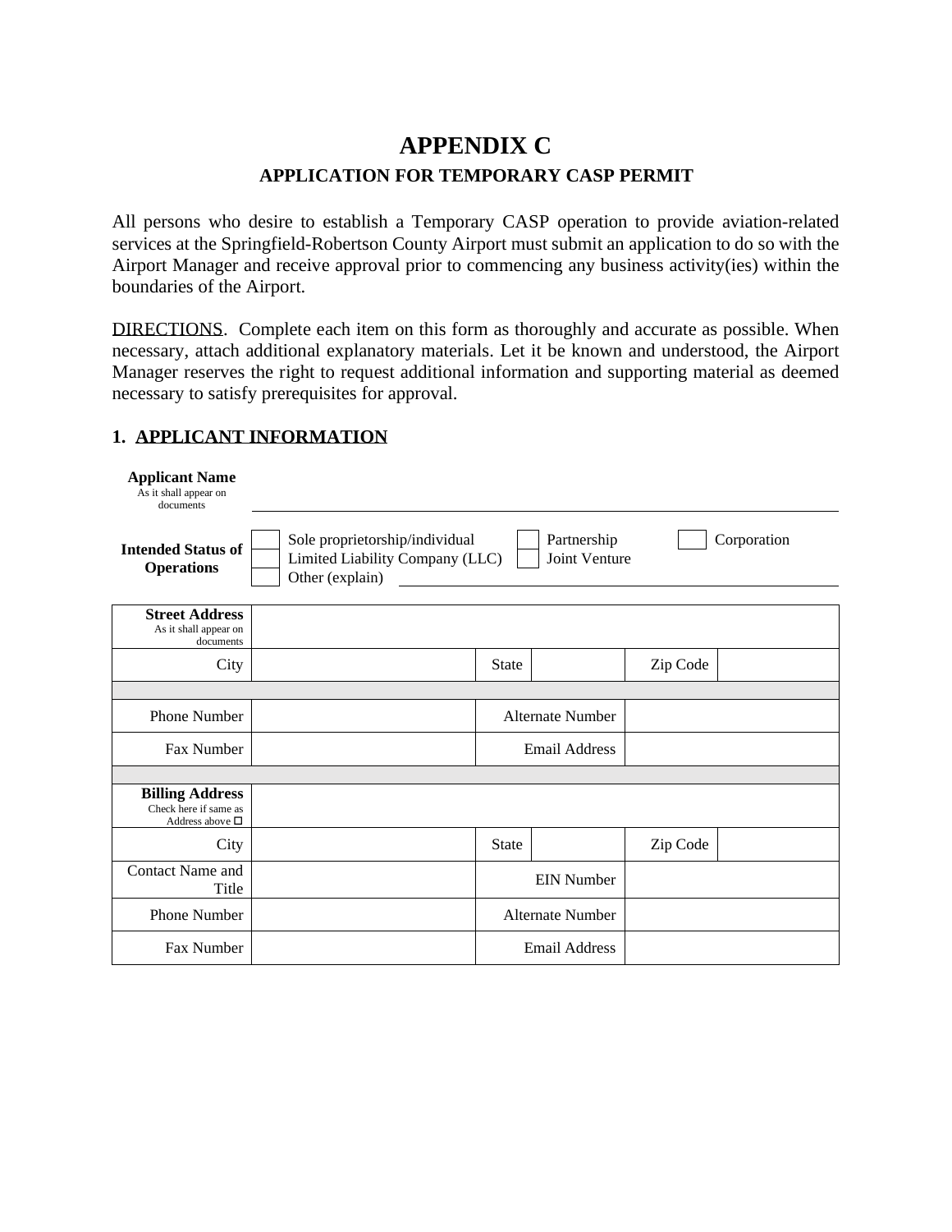# APPENDIX C

## APPLICATION FOR TEMPORARY CASP PERMIT

All persons who desire to establish a Temporary CASP operation to provide aviation-related services at the Springfield-Robertson County Airport must submit an application to do so with the Airport Manager and receive approval prior to commencing any business activity(ies) within the boundaries of the Airport.

DIRECTIONS. Complete each item on this form as thoroughly and accurate as possible. When necessary, attach additional explanatory materials. Let it be known and understood, the Airport Manager reserves the right to request additional information and supporting material as deemed necessary to satisfy prerequisites for approval.

### 1. APPLICANT INFORMATION

**Applicant Name**
As it shall appear on documents
\_\_\_\_\_\_\_\_\_\_\_\_\_\_\_\_\_\_\_\_\_\_\_\_\_\_\_\_\_\_\_\_\_\_\_\_\_\_\_\_

**Intended Status of Operations**

- ☐ Sole proprietorship/individual
- ☐ Limited Liability Company (LLC)
- ☐ Other (explain) \_\_\_\_\_\_\_\_\_\_\_\_\_\_\_\_\_\_\_\_
- ☐ Partnership
- ☐ Joint Venture
- ☐ Corporation

| **Street Address** As it shall appear on documents | | | | | |
|---|---|---|---|---|---|
| City | | State | | Zip Code | |
| | | | | | |
| Phone Number | | Alternate Number | | | |
| Fax Number | | Email Address | | | |
| | | | | | |
| **Billing Address** Check here if same as Address above ☐ | | | | | |
| City | | State | | Zip Code | |
| Contact Name and Title | | EIN Number | | | |
| Phone Number | | Alternate Number | | | |
| Fax Number | | Email Address | | | |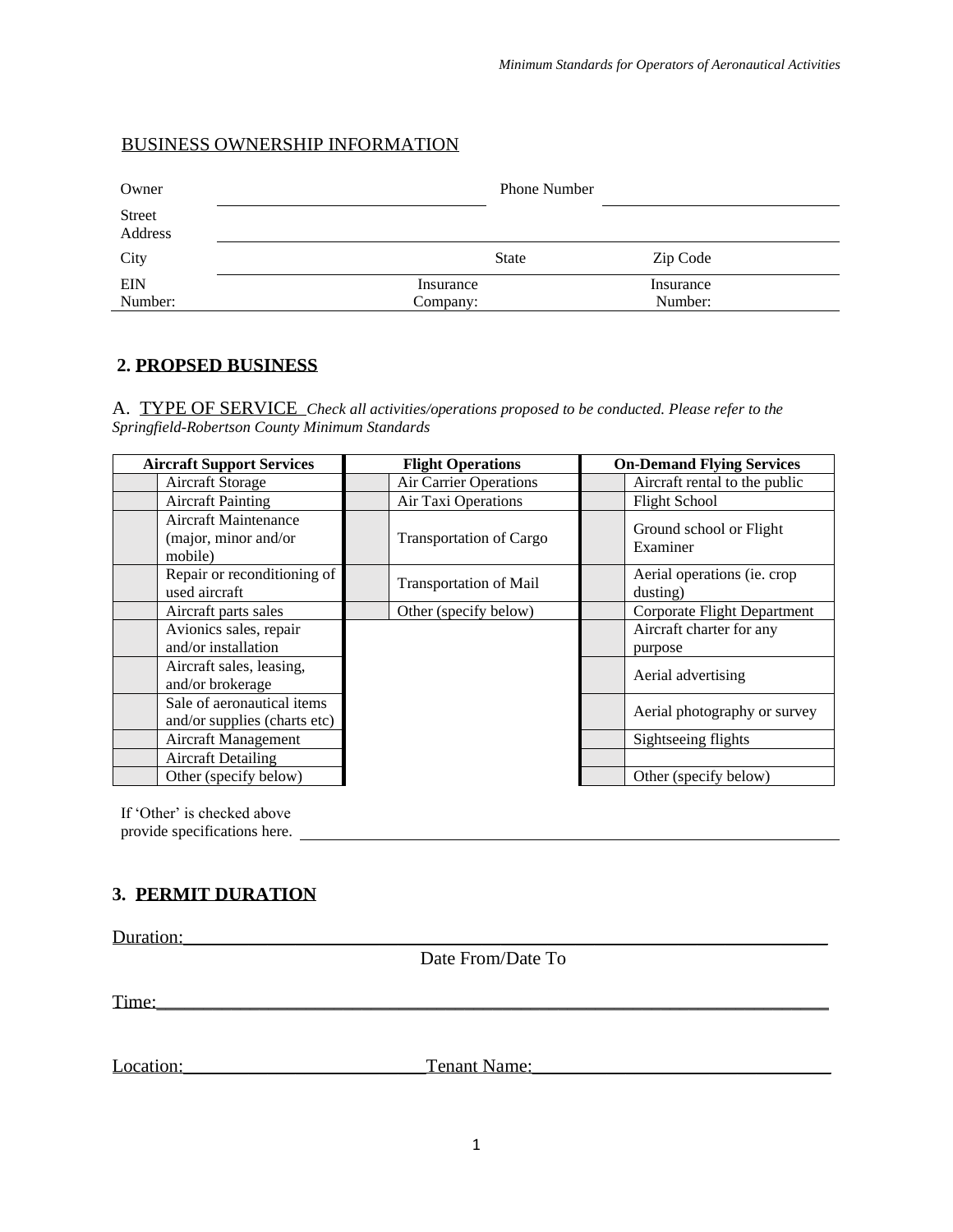BUSINESS OWNERSHIP INFORMATION

| | | | |
|---|---|---|---|
| Owner | | Phone Number | |
| Street Address | | | |
| City | | State | Zip Code |
| EIN Number: | | Insurance Company: | Insurance Number: |

## 2. PROPSED BUSINESS

A. TYPE OF SERVICE *Check all activities/operations proposed to be conducted. Please refer to the Springfield-Robertson County Minimum Standards*

| Aircraft Support Services | | Flight Operations | | On-Demand Flying Services | |
|---|---|---|---|---|---|
| | Aircraft Storage | | Air Carrier Operations | | Aircraft rental to the public |
| | Aircraft Painting | | Air Taxi Operations | | Flight School |
| | Aircraft Maintenance (major, minor and/or mobile) | | Transportation of Cargo | | Ground school or Flight Examiner |
| | Repair or reconditioning of used aircraft | | Transportation of Mail | | Aerial operations (ie. crop dusting) |
| | Aircraft parts sales | | Other (specify below) | | Corporate Flight Department |
| | Avionics sales, repair and/or installation | | | | Aircraft charter for any purpose |
| | Aircraft sales, leasing, and/or brokerage | | | | Aerial advertising |
| | Sale of aeronautical items and/or supplies (charts etc) | | | | Aerial photography or survey |
| | Aircraft Management | | | | Sightseeing flights |
| | Aircraft Detailing | | | | |
| | Other (specify below) | | | | Other (specify below) |

If 'Other' is checked above provide specifications here. ______________________________

## 3. PERMIT DURATION

Duration:______________________________________________________________
Date From/Date To

Time:__________________________________________________________________

Location:__________________________ Tenant Name:______________________________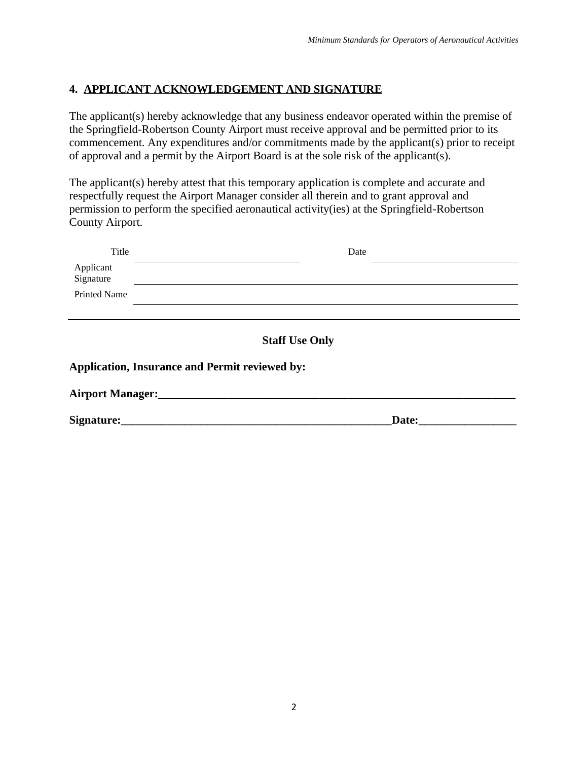## 4. APPLICANT ACKNOWLEDGEMENT AND SIGNATURE

The applicant(s) hereby acknowledge that any business endeavor operated within the premise of the Springfield-Robertson County Airport must receive approval and be permitted prior to its commencement. Any expenditures and/or commitments made by the applicant(s) prior to receipt of approval and a permit by the Airport Board is at the sole risk of the applicant(s).

The applicant(s) hereby attest that this temporary application is complete and accurate and respectfully request the Airport Manager consider all therein and to grant approval and permission to perform the specified aeronautical activity(ies) at the Springfield-Robertson County Airport.

| | | | |
|---|---|---|---|
| Title | | Date | |
| Applicant Signature | | | |
| Printed Name | | | |

---

**Staff Use Only**

**Application, Insurance and Permit reviewed by:**

**Airport Manager:**_________________________________________________________________

**Signature:**_______________________________________________**Date:**________________